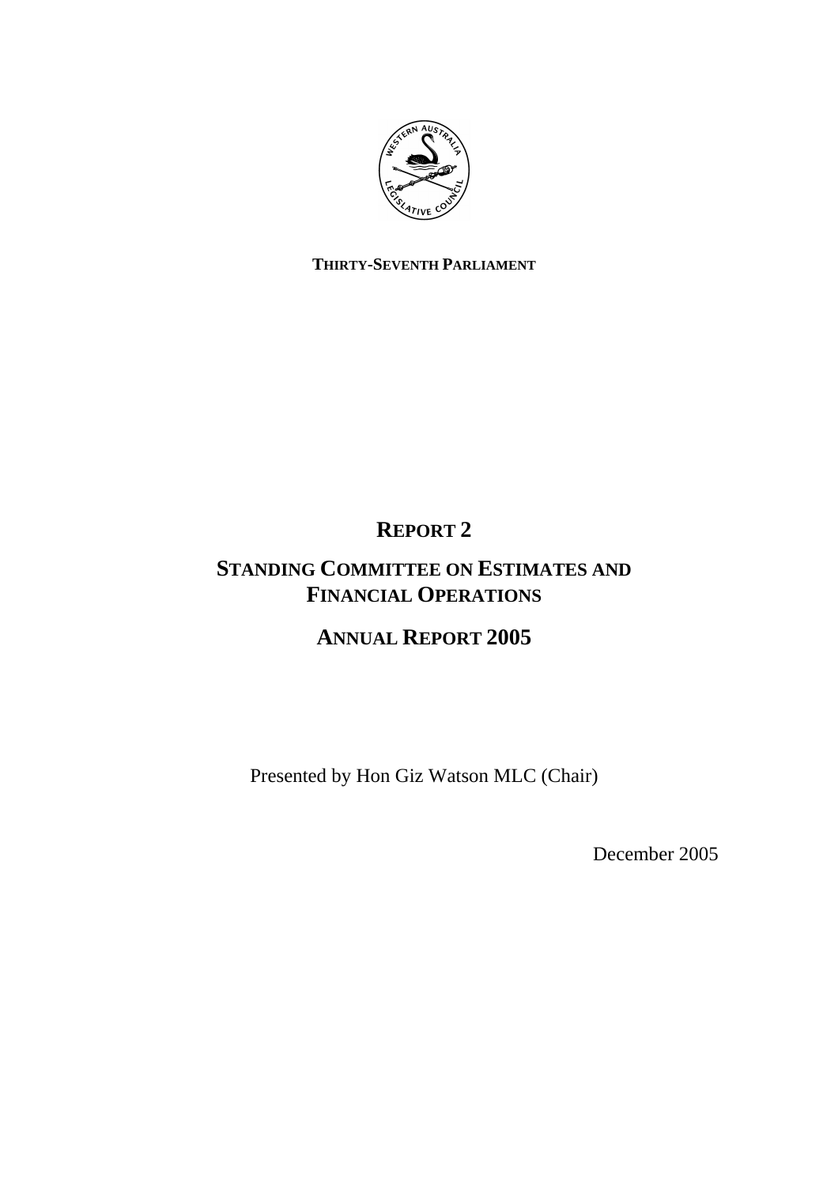**THIRTY-SEVENTH PARLIAMENT**

# REPORT 2

# STANDING COMMITTEE ON ESTIMATES AND FINANCIAL OPERATIONS

# ANNUAL REPORT 2005

Presented by Hon Giz Watson MLC (Chair)

December 2005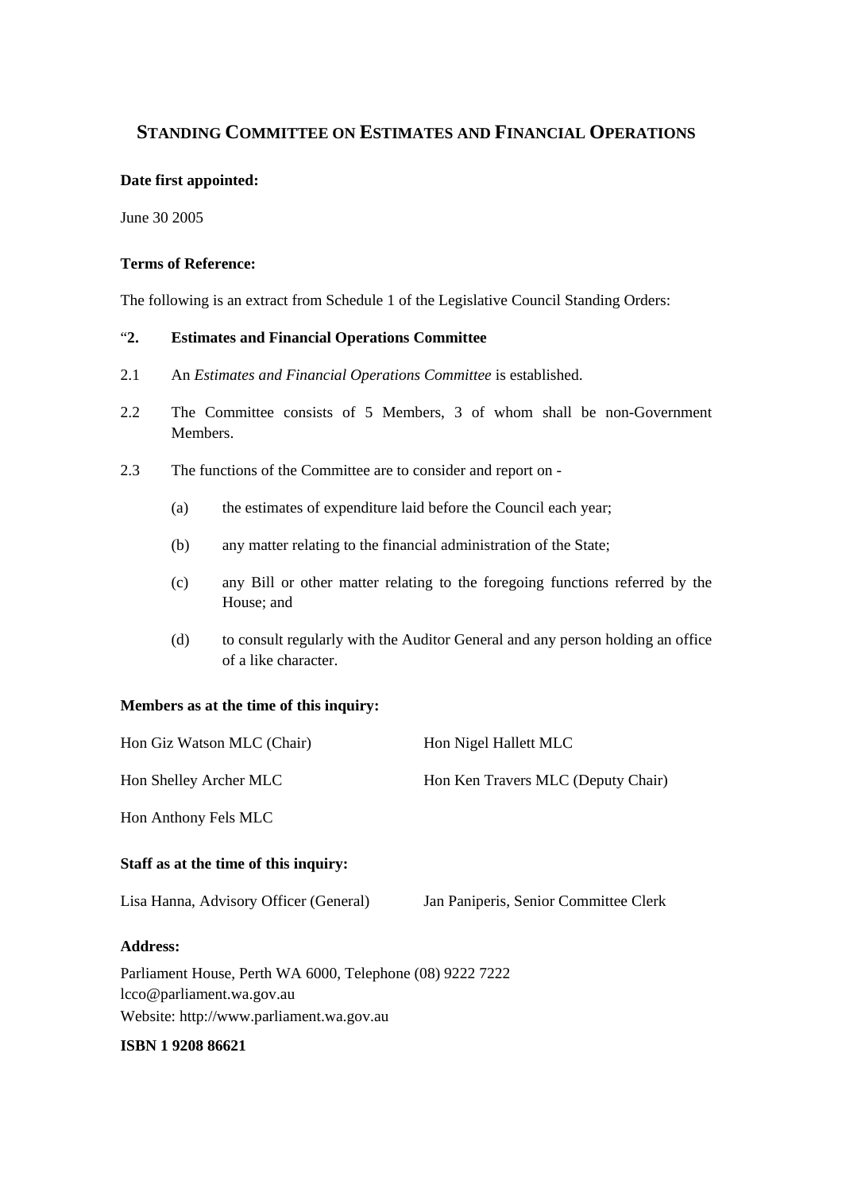## STANDING COMMITTEE ON ESTIMATES AND FINANCIAL OPERATIONS

**Date first appointed:**

June 30 2005

**Terms of Reference:**

The following is an extract from Schedule 1 of the Legislative Council Standing Orders:

"**2. Estimates and Financial Operations Committee**

2.1 An *Estimates and Financial Operations Committee* is established.

2.2 The Committee consists of 5 Members, 3 of whom shall be non-Government Members.

2.3 The functions of the Committee are to consider and report on -

(a) the estimates of expenditure laid before the Council each year;

(b) any matter relating to the financial administration of the State;

(c) any Bill or other matter relating to the foregoing functions referred by the House; and

(d) to consult regularly with the Auditor General and any person holding an office of a like character.

**Members as at the time of this inquiry:**

Hon Giz Watson MLC (Chair)

Hon Nigel Hallett MLC

Hon Shelley Archer MLC

Hon Ken Travers MLC (Deputy Chair)

Hon Anthony Fels MLC

**Staff as at the time of this inquiry:**

Lisa Hanna, Advisory Officer (General)

Jan Paniperis, Senior Committee Clerk

**Address:**

Parliament House, Perth WA 6000, Telephone (08) 9222 7222
lcco@parliament.wa.gov.au
Website: http://www.parliament.wa.gov.au

**ISBN 1 9208 86621**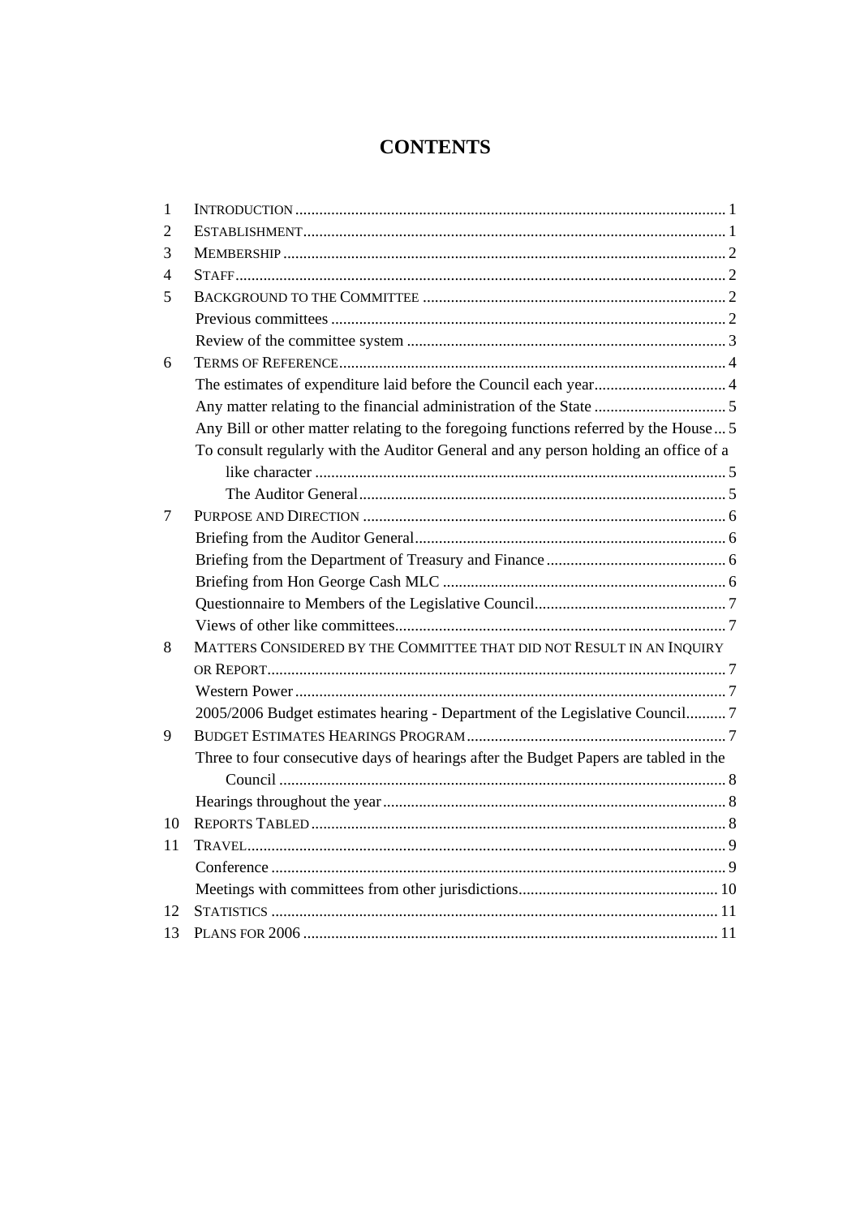# CONTENTS

| | | |
|---|---|---|
| 1 | INTRODUCTION | 1 |
| 2 | ESTABLISHMENT | 1 |
| 3 | MEMBERSHIP | 2 |
| 4 | STAFF | 2 |
| 5 | BACKGROUND TO THE COMMITTEE | 2 |
| | Previous committees | 2 |
| | Review of the committee system | 3 |
| 6 | TERMS OF REFERENCE | 4 |
| | The estimates of expenditure laid before the Council each year | 4 |
| | Any matter relating to the financial administration of the State | 5 |
| | Any Bill or other matter relating to the foregoing functions referred by the House | 5 |
| | To consult regularly with the Auditor General and any person holding an office of a like character | 5 |
| | The Auditor General | 5 |
| 7 | PURPOSE AND DIRECTION | 6 |
| | Briefing from the Auditor General | 6 |
| | Briefing from the Department of Treasury and Finance | 6 |
| | Briefing from Hon George Cash MLC | 6 |
| | Questionnaire to Members of the Legislative Council | 7 |
| | Views of other like committees | 7 |
| 8 | MATTERS CONSIDERED BY THE COMMITTEE THAT DID NOT RESULT IN AN INQUIRY OR REPORT | 7 |
| | Western Power | 7 |
| | 2005/2006 Budget estimates hearing - Department of the Legislative Council | 7 |
| 9 | BUDGET ESTIMATES HEARINGS PROGRAM | 7 |
| | Three to four consecutive days of hearings after the Budget Papers are tabled in the Council | 8 |
| | Hearings throughout the year | 8 |
| 10 | REPORTS TABLED | 8 |
| 11 | TRAVEL | 9 |
| | Conference | 9 |
| | Meetings with committees from other jurisdictions | 10 |
| 12 | STATISTICS | 11 |
| 13 | PLANS FOR 2006 | 11 |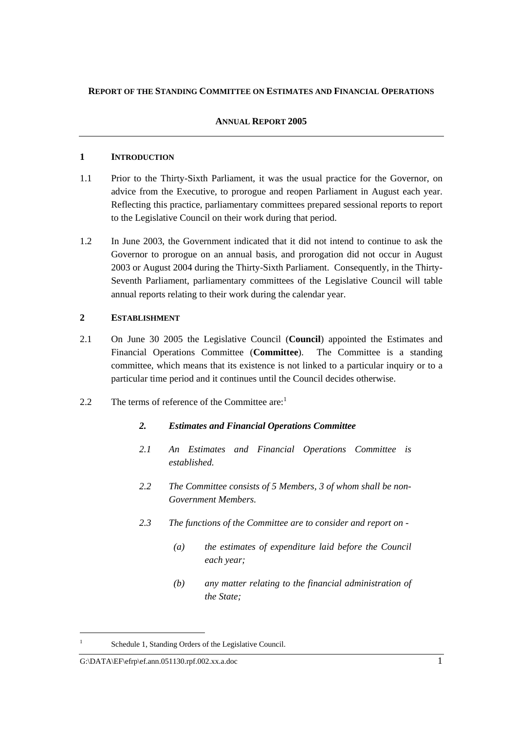**REPORT OF THE STANDING COMMITTEE ON ESTIMATES AND FINANCIAL OPERATIONS**

**ANNUAL REPORT 2005**

## 1 INTRODUCTION

1.1 Prior to the Thirty-Sixth Parliament, it was the usual practice for the Governor, on advice from the Executive, to prorogue and reopen Parliament in August each year. Reflecting this practice, parliamentary committees prepared sessional reports to report to the Legislative Council on their work during that period.

1.2 In June 2003, the Government indicated that it did not intend to continue to ask the Governor to prorogue on an annual basis, and prorogation did not occur in August 2003 or August 2004 during the Thirty-Sixth Parliament. Consequently, in the Thirty-Seventh Parliament, parliamentary committees of the Legislative Council will table annual reports relating to their work during the calendar year.

## 2 ESTABLISHMENT

2.1 On June 30 2005 the Legislative Council (**Council**) appointed the Estimates and Financial Operations Committee (**Committee**). The Committee is a standing committee, which means that its existence is not linked to a particular inquiry or to a particular time period and it continues until the Council decides otherwise.

2.2 The terms of reference of the Committee are:[1]

> ***2. Estimates and Financial Operations Committee***
>
> *2.1 An Estimates and Financial Operations Committee is established.*
>
> *2.2 The Committee consists of 5 Members, 3 of whom shall be non-Government Members.*
>
> *2.3 The functions of the Committee are to consider and report on -*
>
> *(a) the estimates of expenditure laid before the Council each year;*
>
> *(b) any matter relating to the financial administration of the State;*

[1] Schedule 1, Standing Orders of the Legislative Council.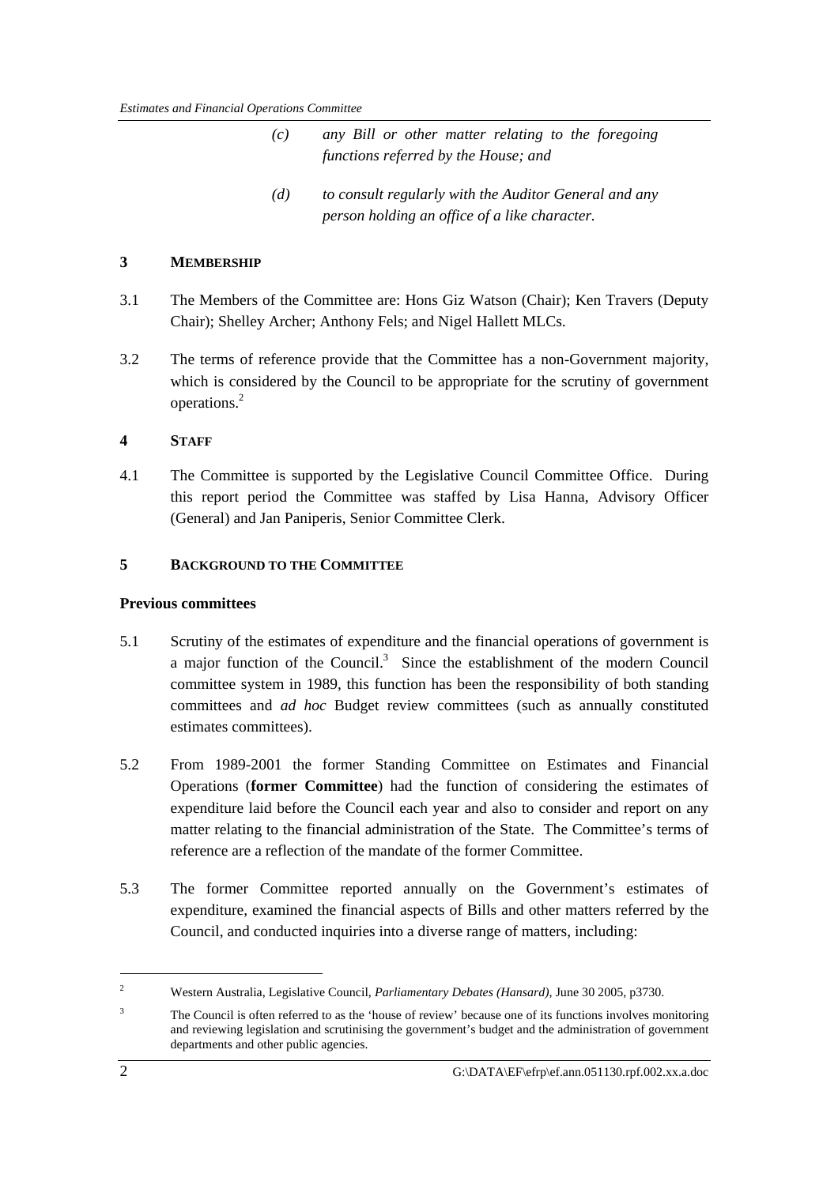> *(c) any Bill or other matter relating to the foregoing functions referred by the House; and*
>
> *(d) to consult regularly with the Auditor General and any person holding an office of a like character.*

## 3 MEMBERSHIP

3.1 The Members of the Committee are: Hons Giz Watson (Chair); Ken Travers (Deputy Chair); Shelley Archer; Anthony Fels; and Nigel Hallett MLCs.

3.2 The terms of reference provide that the Committee has a non-Government majority, which is considered by the Council to be appropriate for the scrutiny of government operations.[2]

## 4 STAFF

4.1 The Committee is supported by the Legislative Council Committee Office. During this report period the Committee was staffed by Lisa Hanna, Advisory Officer (General) and Jan Paniperis, Senior Committee Clerk.

## 5 BACKGROUND TO THE COMMITTEE

### Previous committees

5.1 Scrutiny of the estimates of expenditure and the financial operations of government is a major function of the Council.[3] Since the establishment of the modern Council committee system in 1989, this function has been the responsibility of both standing committees and *ad hoc* Budget review committees (such as annually constituted estimates committees).

5.2 From 1989-2001 the former Standing Committee on Estimates and Financial Operations (**former Committee**) had the function of considering the estimates of expenditure laid before the Council each year and also to consider and report on any matter relating to the financial administration of the State. The Committee's terms of reference are a reflection of the mandate of the former Committee.

5.3 The former Committee reported annually on the Government's estimates of expenditure, examined the financial aspects of Bills and other matters referred by the Council, and conducted inquiries into a diverse range of matters, including:

---

[2] Western Australia, Legislative Council, *Parliamentary Debates (Hansard)*, June 30 2005, p3730.

[3] The Council is often referred to as the 'house of review' because one of its functions involves monitoring and reviewing legislation and scrutinising the government's budget and the administration of government departments and other public agencies.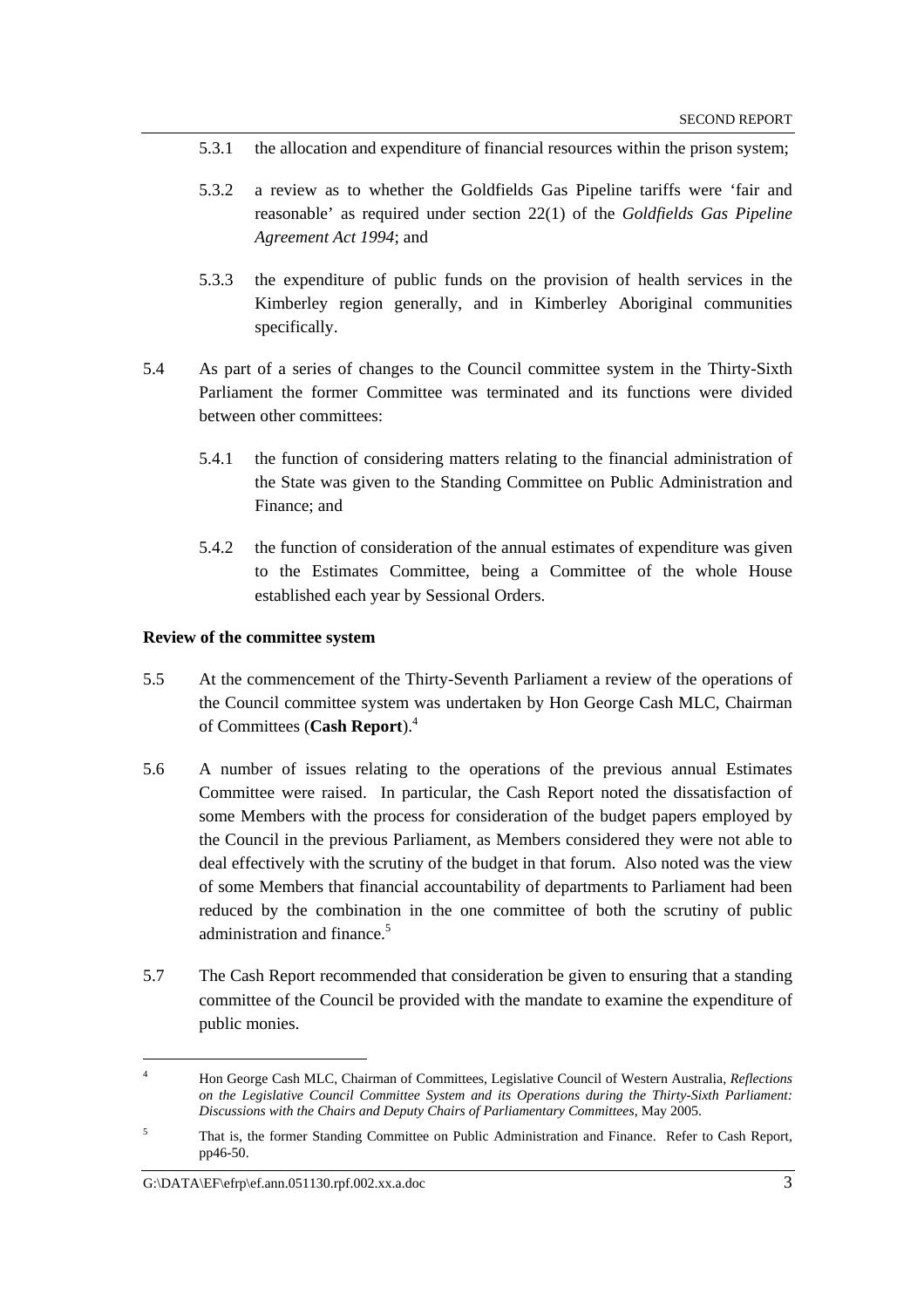5.3.1 the allocation and expenditure of financial resources within the prison system;

5.3.2 a review as to whether the Goldfields Gas Pipeline tariffs were 'fair and reasonable' as required under section 22(1) of the *Goldfields Gas Pipeline Agreement Act 1994*; and

5.3.3 the expenditure of public funds on the provision of health services in the Kimberley region generally, and in Kimberley Aboriginal communities specifically.

5.4 As part of a series of changes to the Council committee system in the Thirty-Sixth Parliament the former Committee was terminated and its functions were divided between other committees:

5.4.1 the function of considering matters relating to the financial administration of the State was given to the Standing Committee on Public Administration and Finance; and

5.4.2 the function of consideration of the annual estimates of expenditure was given to the Estimates Committee, being a Committee of the whole House established each year by Sessional Orders.

**Review of the committee system**

5.5 At the commencement of the Thirty-Seventh Parliament a review of the operations of the Council committee system was undertaken by Hon George Cash MLC, Chairman of Committees (**Cash Report**).[4]

5.6 A number of issues relating to the operations of the previous annual Estimates Committee were raised. In particular, the Cash Report noted the dissatisfaction of some Members with the process for consideration of the budget papers employed by the Council in the previous Parliament, as Members considered they were not able to deal effectively with the scrutiny of the budget in that forum. Also noted was the view of some Members that financial accountability of departments to Parliament had been reduced by the combination in the one committee of both the scrutiny of public administration and finance.[5]

5.7 The Cash Report recommended that consideration be given to ensuring that a standing committee of the Council be provided with the mandate to examine the expenditure of public monies.

---

[4] Hon George Cash MLC, Chairman of Committees, Legislative Council of Western Australia, *Reflections on the Legislative Council Committee System and its Operations during the Thirty-Sixth Parliament: Discussions with the Chairs and Deputy Chairs of Parliamentary Committees*, May 2005.

[5] That is, the former Standing Committee on Public Administration and Finance. Refer to Cash Report, pp46-50.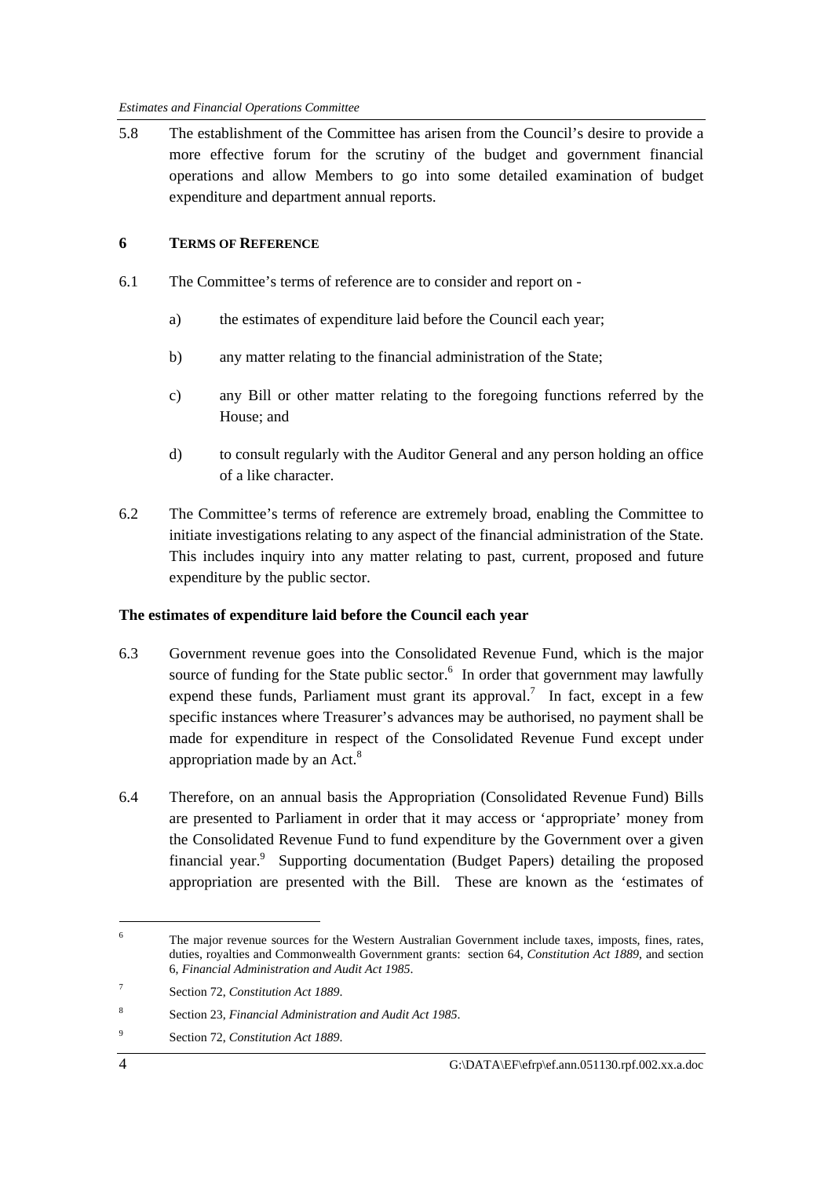5.8 The establishment of the Committee has arisen from the Council's desire to provide a more effective forum for the scrutiny of the budget and government financial operations and allow Members to go into some detailed examination of budget expenditure and department annual reports.

## 6 TERMS OF REFERENCE

6.1 The Committee's terms of reference are to consider and report on -

a) the estimates of expenditure laid before the Council each year;

b) any matter relating to the financial administration of the State;

c) any Bill or other matter relating to the foregoing functions referred by the House; and

d) to consult regularly with the Auditor General and any person holding an office of a like character.

6.2 The Committee's terms of reference are extremely broad, enabling the Committee to initiate investigations relating to any aspect of the financial administration of the State. This includes inquiry into any matter relating to past, current, proposed and future expenditure by the public sector.

### The estimates of expenditure laid before the Council each year

6.3 Government revenue goes into the Consolidated Revenue Fund, which is the major source of funding for the State public sector.[6] In order that government may lawfully expend these funds, Parliament must grant its approval.[7] In fact, except in a few specific instances where Treasurer's advances may be authorised, no payment shall be made for expenditure in respect of the Consolidated Revenue Fund except under appropriation made by an Act.[8]

6.4 Therefore, on an annual basis the Appropriation (Consolidated Revenue Fund) Bills are presented to Parliament in order that it may access or 'appropriate' money from the Consolidated Revenue Fund to fund expenditure by the Government over a given financial year.[9] Supporting documentation (Budget Papers) detailing the proposed appropriation are presented with the Bill. These are known as the 'estimates of

---

[6] The major revenue sources for the Western Australian Government include taxes, imposts, fines, rates, duties, royalties and Commonwealth Government grants: section 64, *Constitution Act 1889*, and section 6, *Financial Administration and Audit Act 1985*.

[7] Section 72, *Constitution Act 1889*.

[8] Section 23, *Financial Administration and Audit Act 1985*.

[9] Section 72, *Constitution Act 1889*.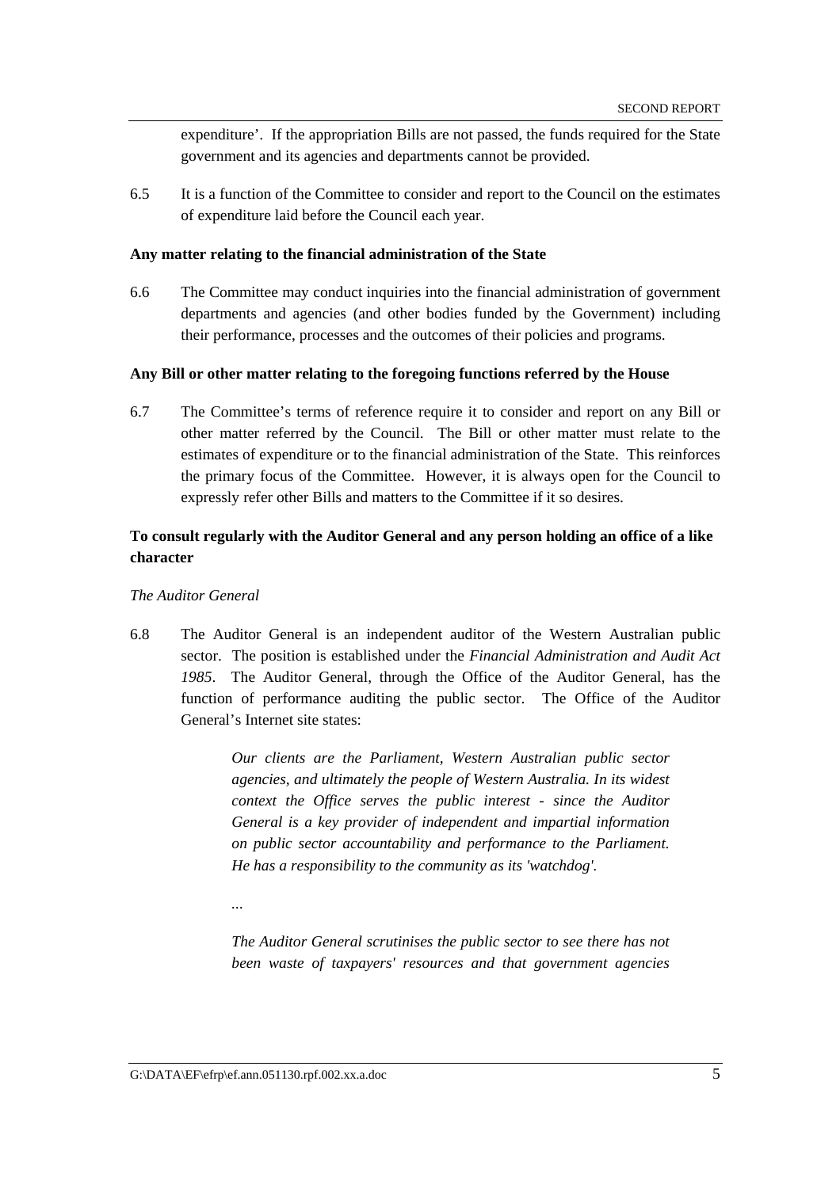expenditure'. If the appropriation Bills are not passed, the funds required for the State government and its agencies and departments cannot be provided.

6.5 It is a function of the Committee to consider and report to the Council on the estimates of expenditure laid before the Council each year.

**Any matter relating to the financial administration of the State**

6.6 The Committee may conduct inquiries into the financial administration of government departments and agencies (and other bodies funded by the Government) including their performance, processes and the outcomes of their policies and programs.

**Any Bill or other matter relating to the foregoing functions referred by the House**

6.7 The Committee's terms of reference require it to consider and report on any Bill or other matter referred by the Council. The Bill or other matter must relate to the estimates of expenditure or to the financial administration of the State. This reinforces the primary focus of the Committee. However, it is always open for the Council to expressly refer other Bills and matters to the Committee if it so desires.

**To consult regularly with the Auditor General and any person holding an office of a like character**

*The Auditor General*

6.8 The Auditor General is an independent auditor of the Western Australian public sector. The position is established under the *Financial Administration and Audit Act 1985*. The Auditor General, through the Office of the Auditor General, has the function of performance auditing the public sector. The Office of the Auditor General's Internet site states:

> *Our clients are the Parliament, Western Australian public sector agencies, and ultimately the people of Western Australia. In its widest context the Office serves the public interest - since the Auditor General is a key provider of independent and impartial information on public sector accountability and performance to the Parliament. He has a responsibility to the community as its 'watchdog'.*
>
> ...
>
> *The Auditor General scrutinises the public sector to see there has not been waste of taxpayers' resources and that government agencies*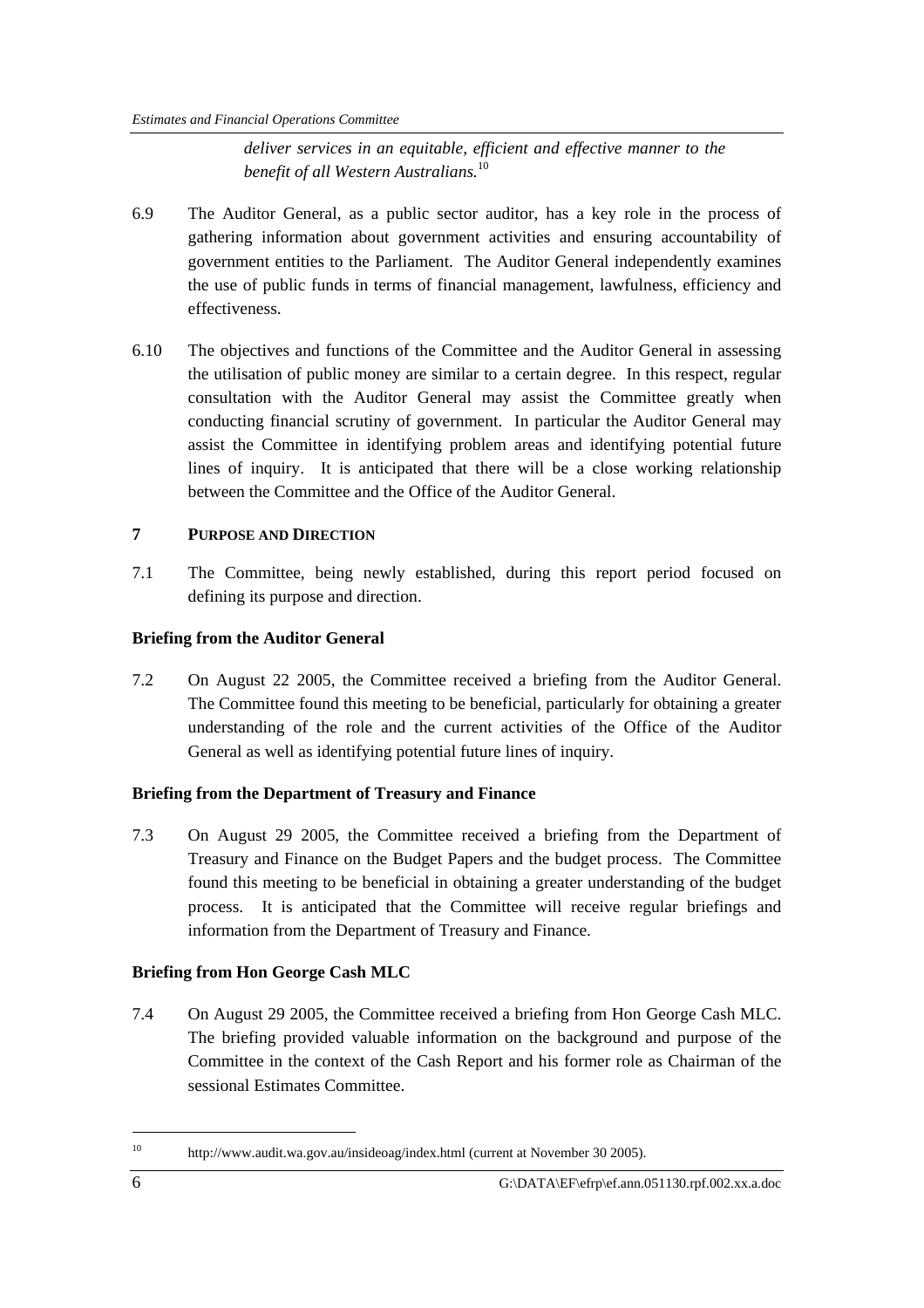*deliver services in an equitable, efficient and effective manner to the benefit of all Western Australians.*[10]

6.9 The Auditor General, as a public sector auditor, has a key role in the process of gathering information about government activities and ensuring accountability of government entities to the Parliament. The Auditor General independently examines the use of public funds in terms of financial management, lawfulness, efficiency and effectiveness.

6.10 The objectives and functions of the Committee and the Auditor General in assessing the utilisation of public money are similar to a certain degree. In this respect, regular consultation with the Auditor General may assist the Committee greatly when conducting financial scrutiny of government. In particular the Auditor General may assist the Committee in identifying problem areas and identifying potential future lines of inquiry. It is anticipated that there will be a close working relationship between the Committee and the Office of the Auditor General.

## 7 PURPOSE AND DIRECTION

7.1 The Committee, being newly established, during this report period focused on defining its purpose and direction.

### Briefing from the Auditor General

7.2 On August 22 2005, the Committee received a briefing from the Auditor General. The Committee found this meeting to be beneficial, particularly for obtaining a greater understanding of the role and the current activities of the Office of the Auditor General as well as identifying potential future lines of inquiry.

### Briefing from the Department of Treasury and Finance

7.3 On August 29 2005, the Committee received a briefing from the Department of Treasury and Finance on the Budget Papers and the budget process. The Committee found this meeting to be beneficial in obtaining a greater understanding of the budget process. It is anticipated that the Committee will receive regular briefings and information from the Department of Treasury and Finance.

### Briefing from Hon George Cash MLC

7.4 On August 29 2005, the Committee received a briefing from Hon George Cash MLC. The briefing provided valuable information on the background and purpose of the Committee in the context of the Cash Report and his former role as Chairman of the sessional Estimates Committee.

---

[10] http://www.audit.wa.gov.au/insideoag/index.html (current at November 30 2005).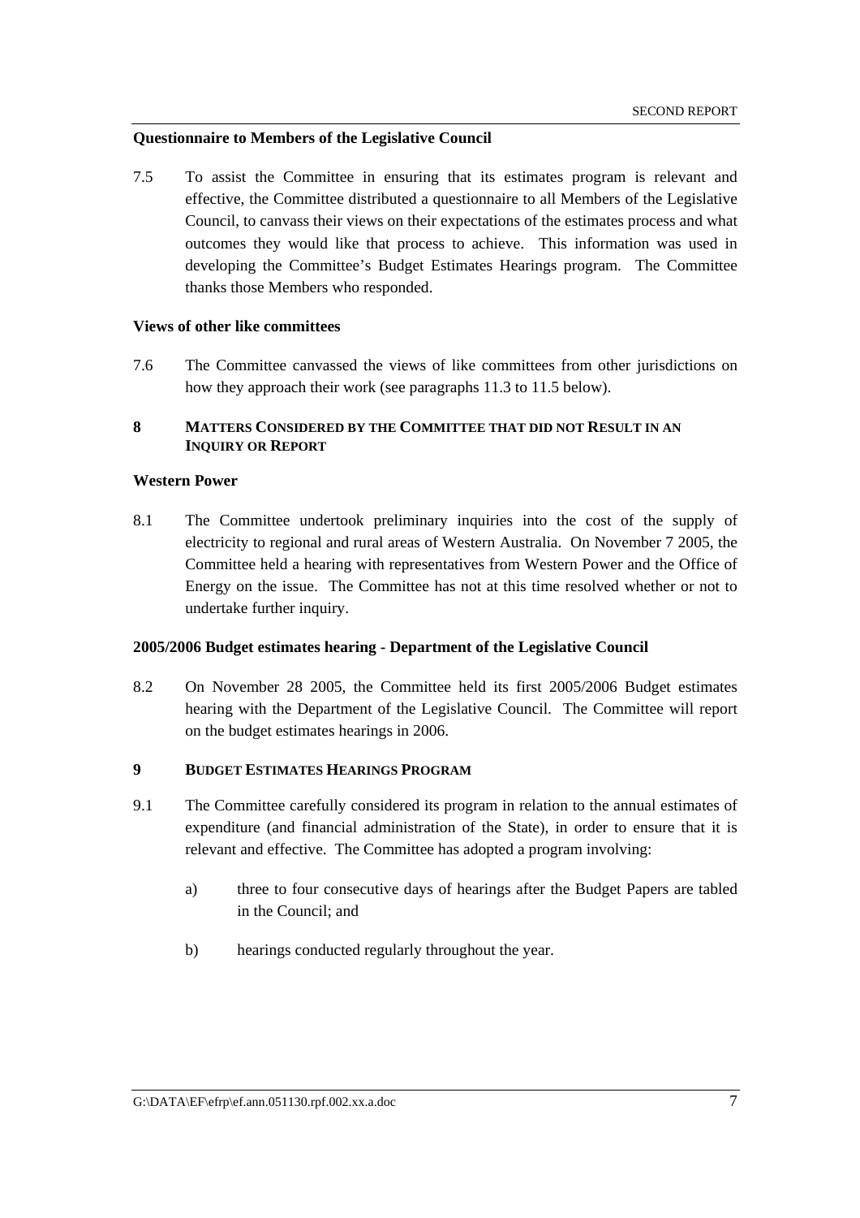**Questionnaire to Members of the Legislative Council**

7.5 To assist the Committee in ensuring that its estimates program is relevant and effective, the Committee distributed a questionnaire to all Members of the Legislative Council, to canvass their views on their expectations of the estimates process and what outcomes they would like that process to achieve. This information was used in developing the Committee's Budget Estimates Hearings program. The Committee thanks those Members who responded.

**Views of other like committees**

7.6 The Committee canvassed the views of like committees from other jurisdictions on how they approach their work (see paragraphs 11.3 to 11.5 below).

## 8 MATTERS CONSIDERED BY THE COMMITTEE THAT DID NOT RESULT IN AN INQUIRY OR REPORT

**Western Power**

8.1 The Committee undertook preliminary inquiries into the cost of the supply of electricity to regional and rural areas of Western Australia. On November 7 2005, the Committee held a hearing with representatives from Western Power and the Office of Energy on the issue. The Committee has not at this time resolved whether or not to undertake further inquiry.

**2005/2006 Budget estimates hearing - Department of the Legislative Council**

8.2 On November 28 2005, the Committee held its first 2005/2006 Budget estimates hearing with the Department of the Legislative Council. The Committee will report on the budget estimates hearings in 2006.

## 9 BUDGET ESTIMATES HEARINGS PROGRAM

9.1 The Committee carefully considered its program in relation to the annual estimates of expenditure (and financial administration of the State), in order to ensure that it is relevant and effective. The Committee has adopted a program involving:

a) three to four consecutive days of hearings after the Budget Papers are tabled in the Council; and

b) hearings conducted regularly throughout the year.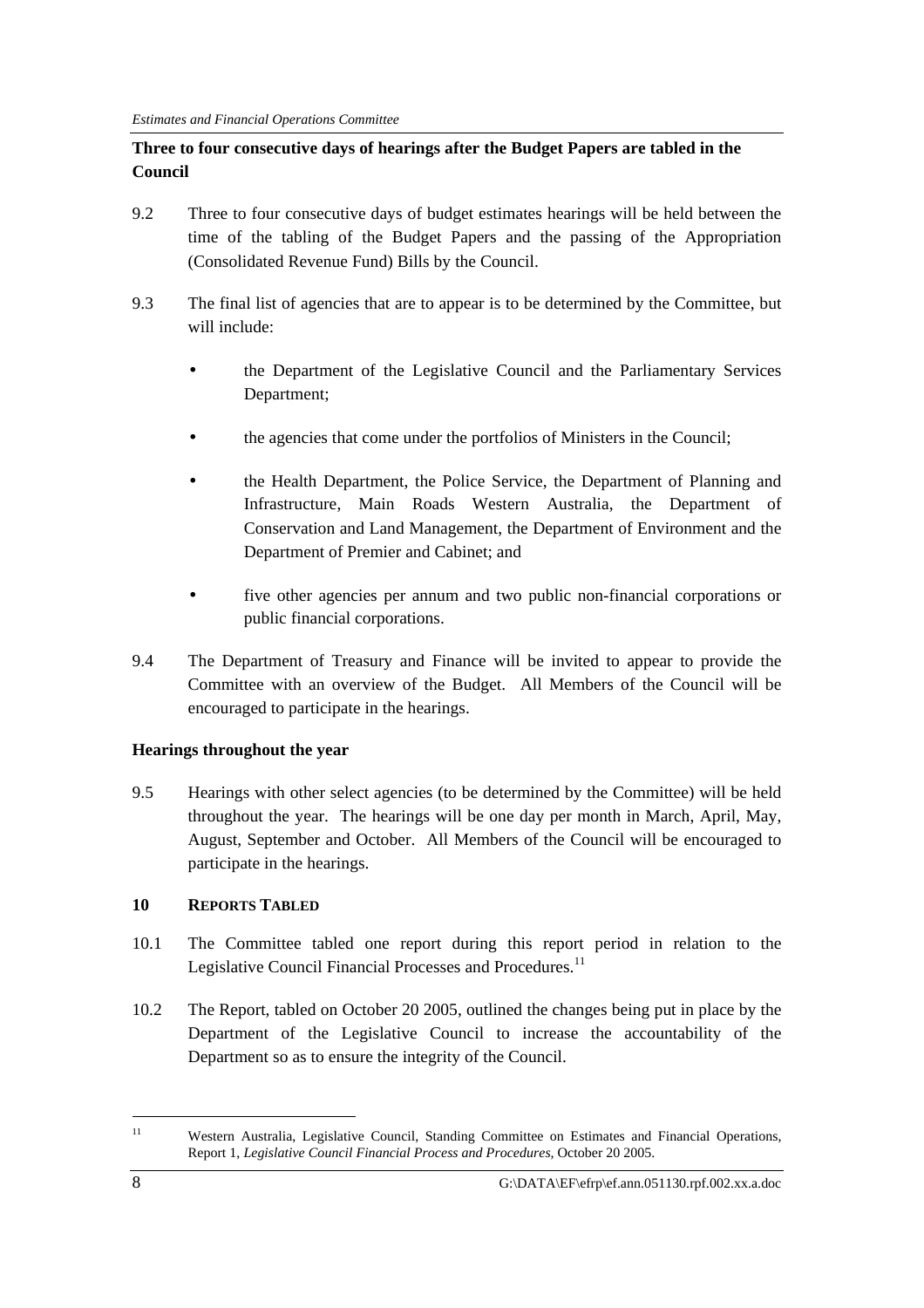**Three to four consecutive days of hearings after the Budget Papers are tabled in the Council**

9.2 Three to four consecutive days of budget estimates hearings will be held between the time of the tabling of the Budget Papers and the passing of the Appropriation (Consolidated Revenue Fund) Bills by the Council.

9.3 The final list of agencies that are to appear is to be determined by the Committee, but will include:

- the Department of the Legislative Council and the Parliamentary Services Department;
- the agencies that come under the portfolios of Ministers in the Council;
- the Health Department, the Police Service, the Department of Planning and Infrastructure, Main Roads Western Australia, the Department of Conservation and Land Management, the Department of Environment and the Department of Premier and Cabinet; and
- five other agencies per annum and two public non-financial corporations or public financial corporations.

9.4 The Department of Treasury and Finance will be invited to appear to provide the Committee with an overview of the Budget. All Members of the Council will be encouraged to participate in the hearings.

**Hearings throughout the year**

9.5 Hearings with other select agencies (to be determined by the Committee) will be held throughout the year. The hearings will be one day per month in March, April, May, August, September and October. All Members of the Council will be encouraged to participate in the hearings.

## 10 Reports Tabled

10.1 The Committee tabled one report during this report period in relation to the Legislative Council Financial Processes and Procedures.[11]

10.2 The Report, tabled on October 20 2005, outlined the changes being put in place by the Department of the Legislative Council to increase the accountability of the Department so as to ensure the integrity of the Council.

---

[11] Western Australia, Legislative Council, Standing Committee on Estimates and Financial Operations, Report 1, *Legislative Council Financial Process and Procedures*, October 20 2005.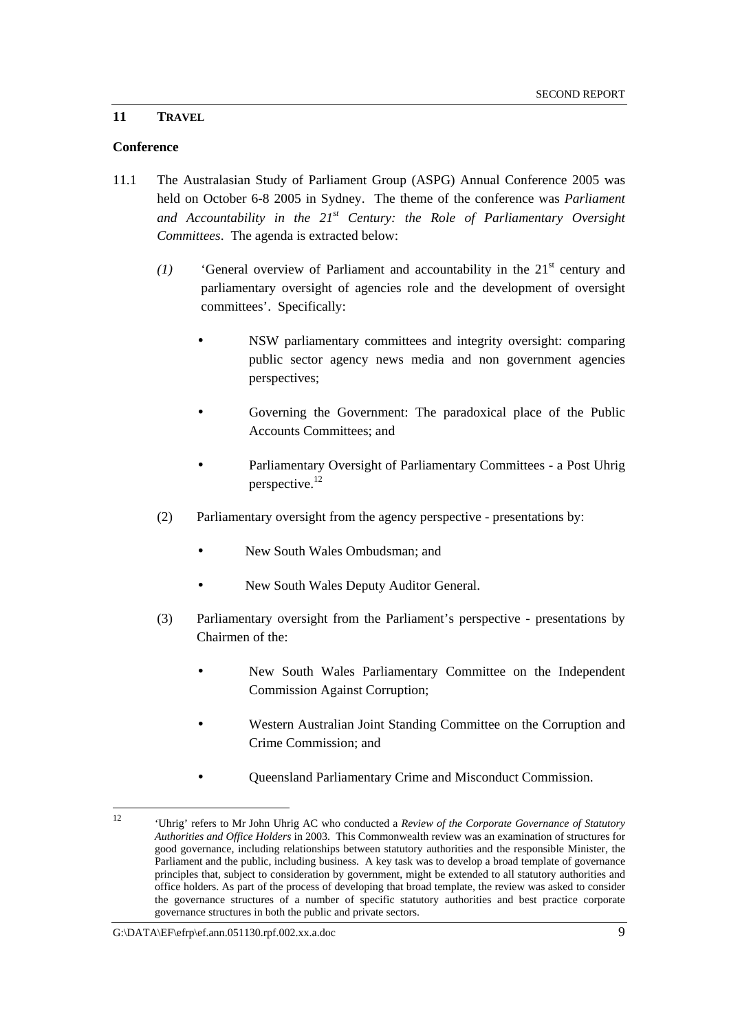## 11 TRAVEL

### Conference

11.1 The Australasian Study of Parliament Group (ASPG) Annual Conference 2005 was held on October 6-8 2005 in Sydney. The theme of the conference was *Parliament and Accountability in the 21st Century: the Role of Parliamentary Oversight Committees*. The agenda is extracted below:

*(1)* 'General overview of Parliament and accountability in the 21st century and parliamentary oversight of agencies role and the development of oversight committees'. Specifically:

- NSW parliamentary committees and integrity oversight: comparing public sector agency news media and non government agencies perspectives;
- Governing the Government: The paradoxical place of the Public Accounts Committees; and
- Parliamentary Oversight of Parliamentary Committees - a Post Uhrig perspective.[12]

(2) Parliamentary oversight from the agency perspective - presentations by:

- New South Wales Ombudsman; and
- New South Wales Deputy Auditor General.

(3) Parliamentary oversight from the Parliament's perspective - presentations by Chairmen of the:

- New South Wales Parliamentary Committee on the Independent Commission Against Corruption;
- Western Australian Joint Standing Committee on the Corruption and Crime Commission; and
- Queensland Parliamentary Crime and Misconduct Commission.

---

[12] 'Uhrig' refers to Mr John Uhrig AC who conducted a *Review of the Corporate Governance of Statutory Authorities and Office Holders* in 2003. This Commonwealth review was an examination of structures for good governance, including relationships between statutory authorities and the responsible Minister, the Parliament and the public, including business. A key task was to develop a broad template of governance principles that, subject to consideration by government, might be extended to all statutory authorities and office holders. As part of the process of developing that broad template, the review was asked to consider the governance structures of a number of specific statutory authorities and best practice corporate governance structures in both the public and private sectors.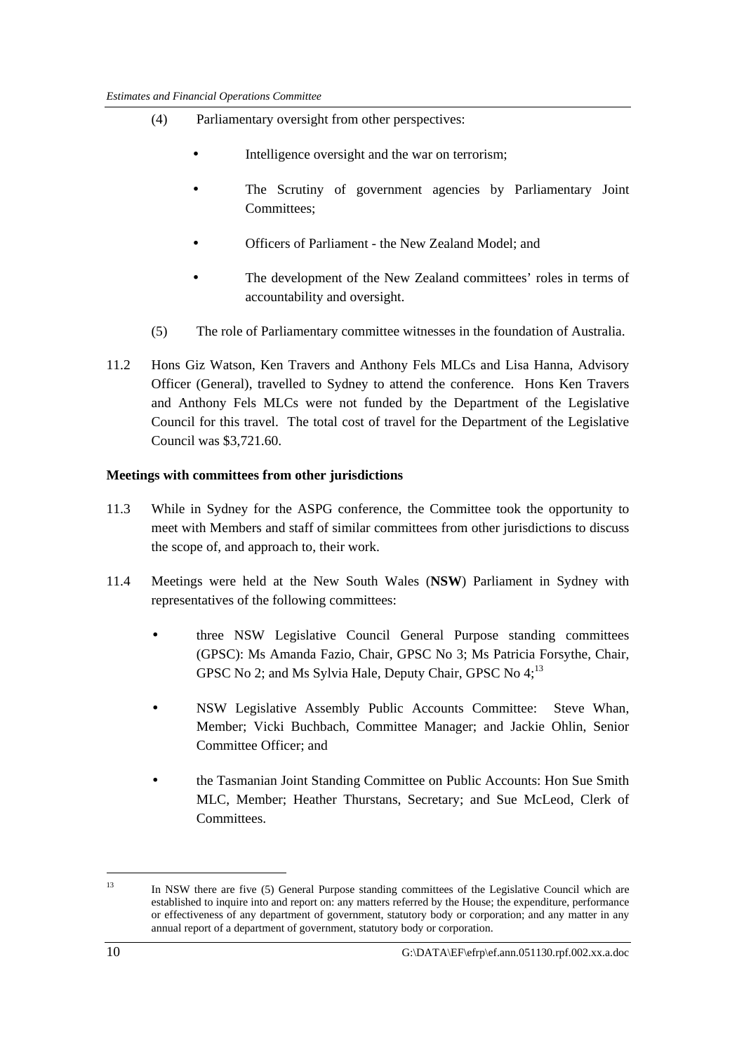(4) Parliamentary oversight from other perspectives:

- Intelligence oversight and the war on terrorism;
- The Scrutiny of government agencies by Parliamentary Joint Committees;
- Officers of Parliament - the New Zealand Model; and
- The development of the New Zealand committees' roles in terms of accountability and oversight.

(5) The role of Parliamentary committee witnesses in the foundation of Australia.

11.2 Hons Giz Watson, Ken Travers and Anthony Fels MLCs and Lisa Hanna, Advisory Officer (General), travelled to Sydney to attend the conference. Hons Ken Travers and Anthony Fels MLCs were not funded by the Department of the Legislative Council for this travel. The total cost of travel for the Department of the Legislative Council was $3,721.60.

**Meetings with committees from other jurisdictions**

11.3 While in Sydney for the ASPG conference, the Committee took the opportunity to meet with Members and staff of similar committees from other jurisdictions to discuss the scope of, and approach to, their work.

11.4 Meetings were held at the New South Wales (**NSW**) Parliament in Sydney with representatives of the following committees:

- three NSW Legislative Council General Purpose standing committees (GPSC): Ms Amanda Fazio, Chair, GPSC No 3; Ms Patricia Forsythe, Chair, GPSC No 2; and Ms Sylvia Hale, Deputy Chair, GPSC No 4;[13]
- NSW Legislative Assembly Public Accounts Committee: Steve Whan, Member; Vicki Buchbach, Committee Manager; and Jackie Ohlin, Senior Committee Officer; and
- the Tasmanian Joint Standing Committee on Public Accounts: Hon Sue Smith MLC, Member; Heather Thurstans, Secretary; and Sue McLeod, Clerk of Committees.

---

[13] In NSW there are five (5) General Purpose standing committees of the Legislative Council which are established to inquire into and report on: any matters referred by the House; the expenditure, performance or effectiveness of any department of government, statutory body or corporation; and any matter in any annual report of a department of government, statutory body or corporation.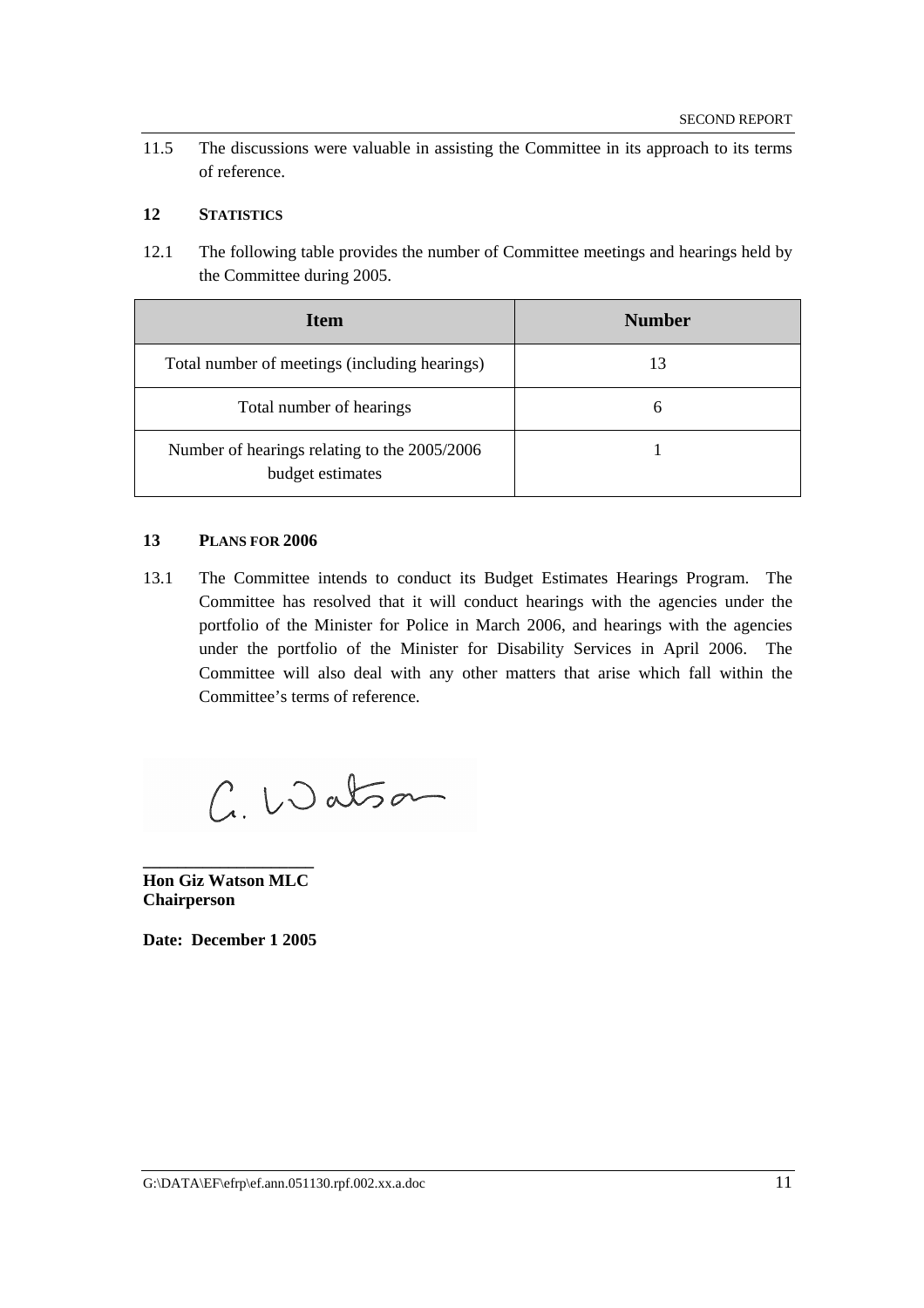11.5 The discussions were valuable in assisting the Committee in its approach to its terms of reference.

## 12 STATISTICS

12.1 The following table provides the number of Committee meetings and hearings held by the Committee during 2005.

| Item | Number |
|---|---|
| Total number of meetings (including hearings) | 13 |
| Total number of hearings | 6 |
| Number of hearings relating to the 2005/2006 budget estimates | 1 |

## 13 PLANS FOR 2006

13.1 The Committee intends to conduct its Budget Estimates Hearings Program. The Committee has resolved that it will conduct hearings with the agencies under the portfolio of the Minister for Police in March 2006, and hearings with the agencies under the portfolio of the Minister for Disability Services in April 2006. The Committee will also deal with any other matters that arise which fall within the Committee's terms of reference.

G. Watson

**Hon Giz Watson MLC**
**Chairperson**

**Date: December 1 2005**